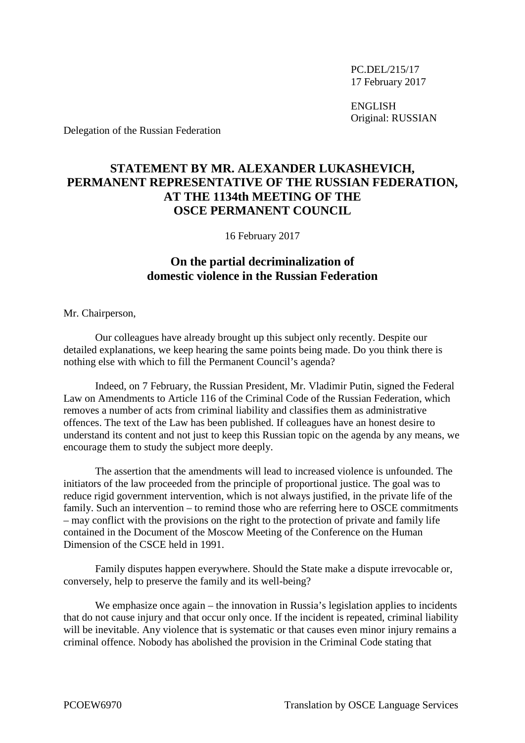PC.DEL/215/17
17 February 2017

ENGLISH
Original: RUSSIAN

Delegation of the Russian Federation

## STATEMENT BY MR. ALEXANDER LUKASHEVICH, PERMANENT REPRESENTATIVE OF THE RUSSIAN FEDERATION, AT THE 1134th MEETING OF THE OSCE PERMANENT COUNCIL

16 February 2017

## On the partial decriminalization of domestic violence in the Russian Federation

Mr. Chairperson,

Our colleagues have already brought up this subject only recently. Despite our detailed explanations, we keep hearing the same points being made. Do you think there is nothing else with which to fill the Permanent Council's agenda?

Indeed, on 7 February, the Russian President, Mr. Vladimir Putin, signed the Federal Law on Amendments to Article 116 of the Criminal Code of the Russian Federation, which removes a number of acts from criminal liability and classifies them as administrative offences. The text of the Law has been published. If colleagues have an honest desire to understand its content and not just to keep this Russian topic on the agenda by any means, we encourage them to study the subject more deeply.

The assertion that the amendments will lead to increased violence is unfounded. The initiators of the law proceeded from the principle of proportional justice. The goal was to reduce rigid government intervention, which is not always justified, in the private life of the family. Such an intervention – to remind those who are referring here to OSCE commitments – may conflict with the provisions on the right to the protection of private and family life contained in the Document of the Moscow Meeting of the Conference on the Human Dimension of the CSCE held in 1991.

Family disputes happen everywhere. Should the State make a dispute irrevocable or, conversely, help to preserve the family and its well-being?

We emphasize once again – the innovation in Russia's legislation applies to incidents that do not cause injury and that occur only once. If the incident is repeated, criminal liability will be inevitable. Any violence that is systematic or that causes even minor injury remains a criminal offence. Nobody has abolished the provision in the Criminal Code stating that

PCOEW6970 Translation by OSCE Language Services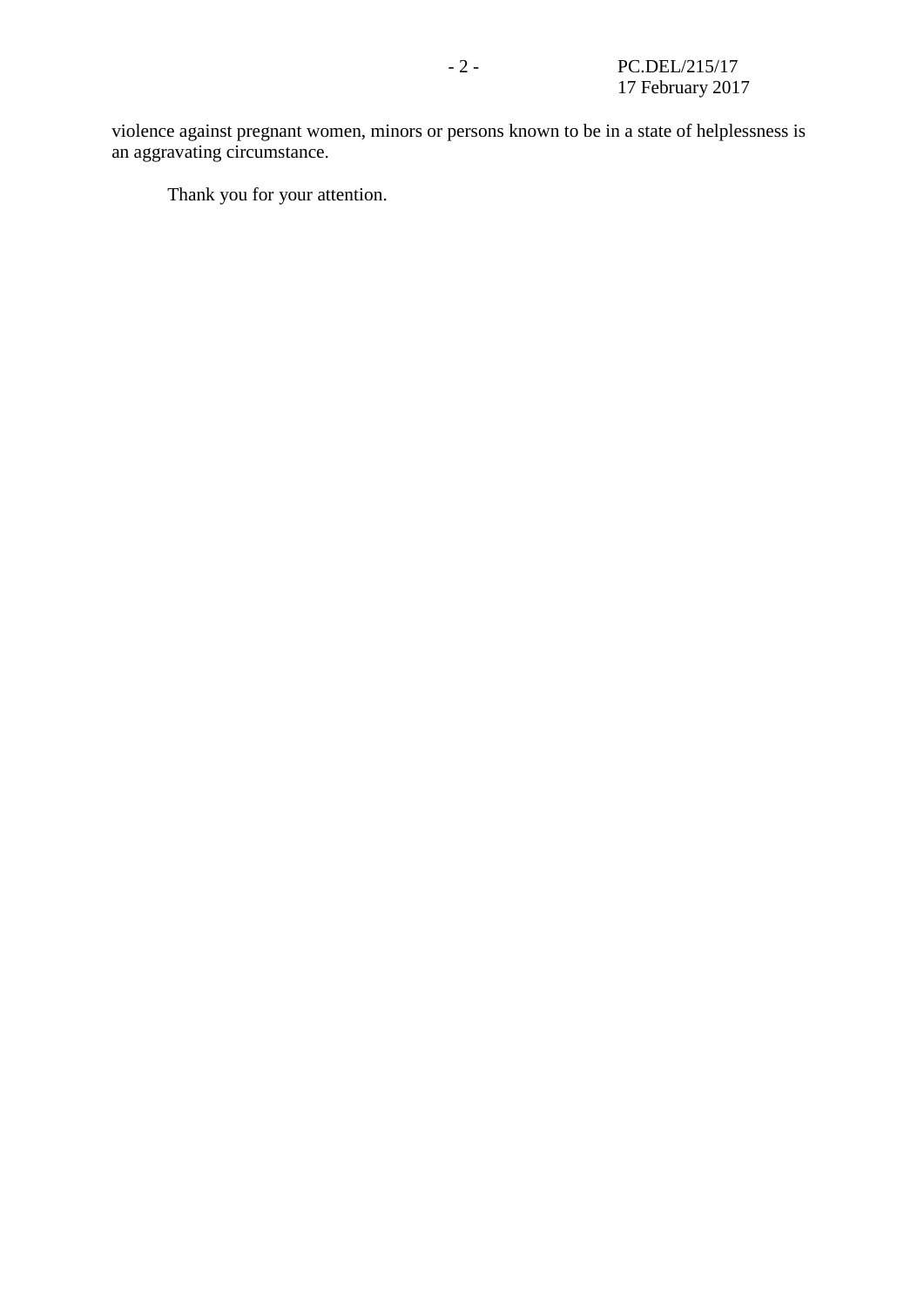violence against pregnant women, minors or persons known to be in a state of helplessness is an aggravating circumstance.

Thank you for your attention.